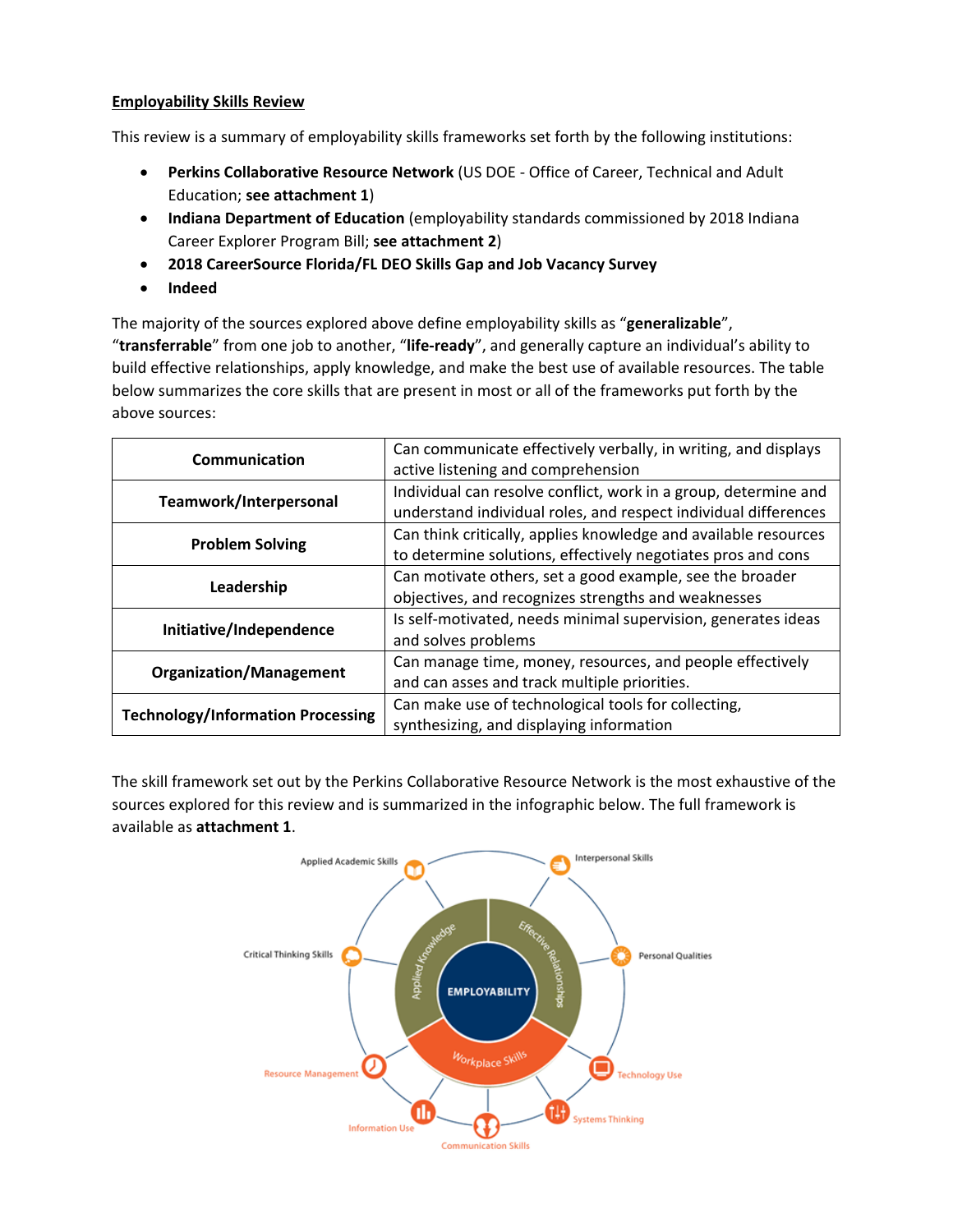**Employability Skills Review**

This review is a summary of employability skills frameworks set forth by the following institutions:

- **Perkins Collaborative Resource Network** (US DOE - Office of Career, Technical and Adult Education; **see attachment 1**)
- **Indiana Department of Education** (employability standards commissioned by 2018 Indiana Career Explorer Program Bill; **see attachment 2**)
- **2018 CareerSource Florida/FL DEO Skills Gap and Job Vacancy Survey**
- **Indeed**

The majority of the sources explored above define employability skills as "**generalizable**", "**transferrable**" from one job to another, "**life-ready**", and generally capture an individual's ability to build effective relationships, apply knowledge, and make the best use of available resources. The table below summarizes the core skills that are present in most or all of the frameworks put forth by the above sources:

| | |
|---|---|
| **Communication** | Can communicate effectively verbally, in writing, and displays active listening and comprehension |
| **Teamwork/Interpersonal** | Individual can resolve conflict, work in a group, determine and understand individual roles, and respect individual differences |
| **Problem Solving** | Can think critically, applies knowledge and available resources to determine solutions, effectively negotiates pros and cons |
| **Leadership** | Can motivate others, set a good example, see the broader objectives, and recognizes strengths and weaknesses |
| **Initiative/Independence** | Is self-motivated, needs minimal supervision, generates ideas and solves problems |
| **Organization/Management** | Can manage time, money, resources, and people effectively and can asses and track multiple priorities. |
| **Technology/Information Processing** | Can make use of technological tools for collecting, synthesizing, and displaying information |

The skill framework set out by the Perkins Collaborative Resource Network is the most exhaustive of the sources explored for this review and is summarized in the infographic below. The full framework is available as **attachment 1**.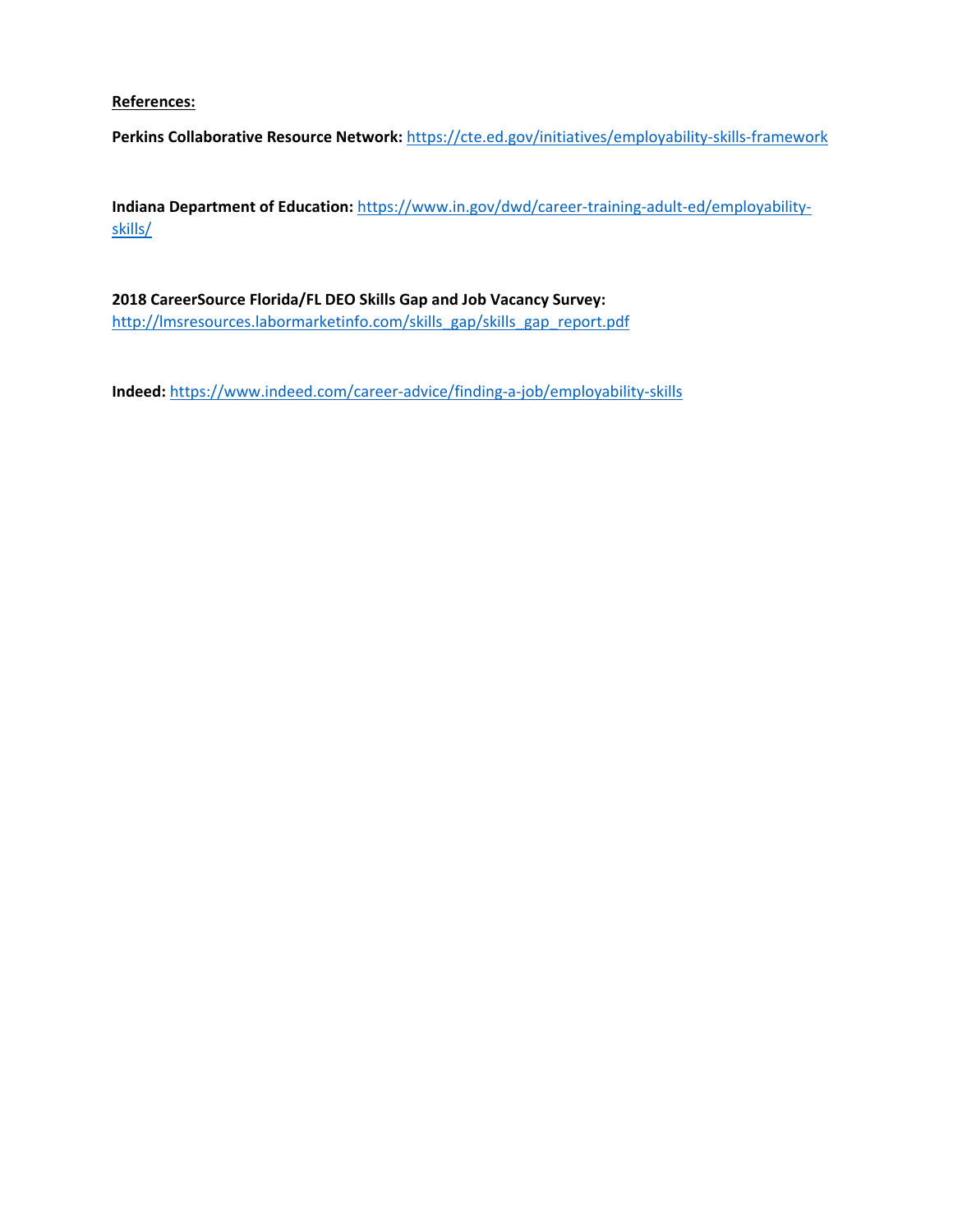**References:**

**Perkins Collaborative Resource Network:** https://cte.ed.gov/initiatives/employability-skills-framework

**Indiana Department of Education:** https://www.in.gov/dwd/career-training-adult-ed/employability-skills/

**2018 CareerSource Florida/FL DEO Skills Gap and Job Vacancy Survey:** http://lmsresources.labormarketinfo.com/skills_gap/skills_gap_report.pdf

**Indeed:** https://www.indeed.com/career-advice/finding-a-job/employability-skills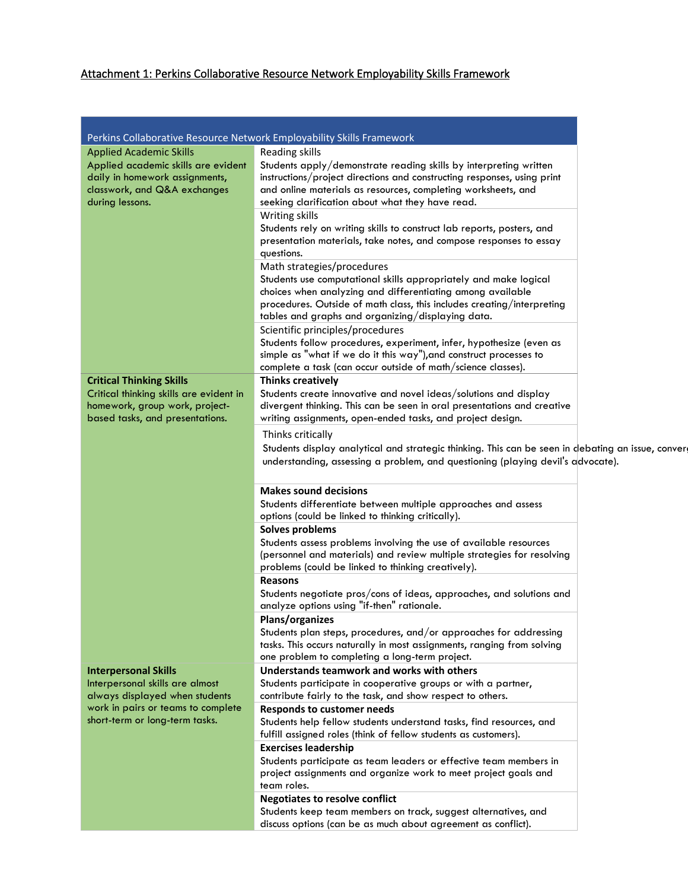## Attachment 1: Perkins Collaborative Resource Network Employability Skills Framework

| Perkins Collaborative Resource Network Employability Skills Framework | |
|---|---|
| Applied Academic Skills<br>Applied academic skills are evident daily in homework assignments, classwork, and Q&A exchanges during lessons. | Reading skills<br>Students apply/demonstrate reading skills by interpreting written instructions/project directions and constructing responses, using print and online materials as resources, completing worksheets, and seeking clarification about what they have read. |
| | Writing skills<br>Students rely on writing skills to construct lab reports, posters, and presentation materials, take notes, and compose responses to essay questions. |
| | Math strategies/procedures<br>Students use computational skills appropriately and make logical choices when analyzing and differentiating among available procedures. Outside of math class, this includes creating/interpreting tables and graphs and organizing/displaying data. |
| | Scientific principles/procedures<br>Students follow procedures, experiment, infer, hypothesize (even as simple as "what if we do it this way"),and construct processes to complete a task (can occur outside of math/science classes). |
| **Critical Thinking Skills**<br>Critical thinking skills are evident in homework, group work, project-based tasks, and presentations. | **Thinks creatively**<br>Students create innovative and novel ideas/solutions and display divergent thinking. This can be seen in oral presentations and creative writing assignments, written analyses, open-ended tasks, and project design. |
| | Thinks critically<br>Students display analytical and strategic thinking. This can be seen in debating an issue, conver understanding, assessing a problem, and questioning (playing devil's advocate). |
| | **Makes sound decisions**<br>Students differentiate between multiple approaches and assess options (could be linked to thinking critically). |
| | **Solves problems**<br>Students assess problems involving the use of available resources (personnel and materials) and review multiple strategies for resolving problems (could be linked to thinking creatively). |
| | **Reasons**<br>Students negotiate pros/cons of ideas, approaches, and solutions and analyze options using "if-then" rationale. |
| | **Plans/organizes**<br>Students plan steps, procedures, and/or approaches for addressing tasks. This occurs naturally in most assignments, ranging from solving one problem to completing a long-term project. |
| **Interpersonal Skills**<br>Interpersonal skills are almost always displayed when students work in pairs or teams to complete short-term or long-term tasks. | **Understands teamwork and works with others**<br>Students participate in cooperative groups or with a partner, contribute fairly to the task, and show respect to others. |
| | **Responds to customer needs**<br>Students help fellow students understand tasks, find resources, and fulfill assigned roles (think of fellow students as customers). |
| | **Exercises leadership**<br>Students participate as team leaders or effective team members in project assignments and organize work to meet project goals and team roles. |
| | **Negotiates to resolve conflict**<br>Students keep team members on track, suggest alternatives, and discuss options (can be as much about agreement as conflict). |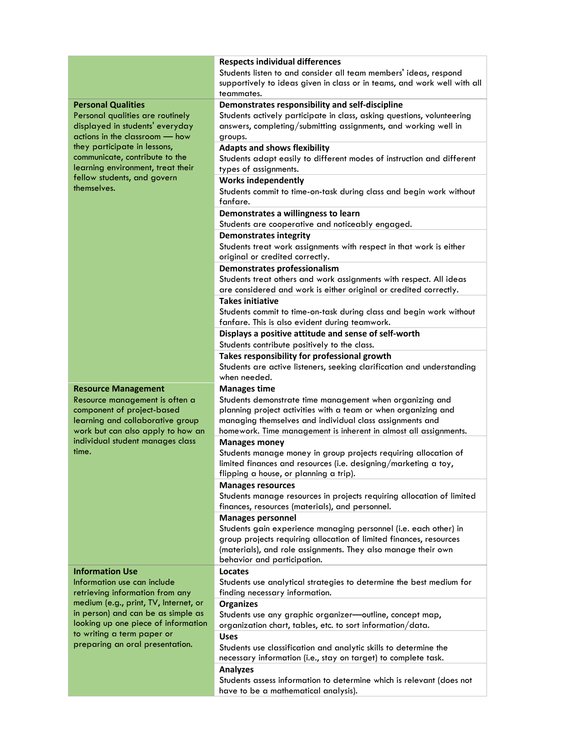| | |
|---|---|
| | **Respects individual differences**<br>Students listen to and consider all team members' ideas, respond supportively to ideas given in class or in teams, and work well with all teammates. |
| **Personal Qualities**<br>Personal qualities are routinely displayed in students' everyday actions in the classroom — how they participate in lessons, communicate, contribute to the learning environment, treat their fellow students, and govern themselves. | **Demonstrates responsibility and self-discipline**<br>Students actively participate in class, asking questions, volunteering answers, completing/submitting assignments, and working well in groups. |
| | **Adapts and shows flexibility**<br>Students adapt easily to different modes of instruction and different types of assignments. |
| | **Works independently**<br>Students commit to time-on-task during class and begin work without fanfare. |
| | **Demonstrates a willingness to learn**<br>Students are cooperative and noticeably engaged. |
| | **Demonstrates integrity**<br>Students treat work assignments with respect in that work is either original or credited correctly. |
| | **Demonstrates professionalism**<br>Students treat others and work assignments with respect. All ideas are considered and work is either original or credited correctly. |
| | **Takes initiative**<br>Students commit to time-on-task during class and begin work without fanfare. This is also evident during teamwork. |
| | **Displays a positive attitude and sense of self-worth**<br>Students contribute positively to the class. |
| | **Takes responsibility for professional growth**<br>Students are active listeners, seeking clarification and understanding when needed. |
| **Resource Management**<br>Resource management is often a component of project-based learning and collaborative group work but can also apply to how an individual student manages class time. | **Manages time**<br>Students demonstrate time management when organizing and planning project activities with a team or when organizing and managing themselves and individual class assignments and homework. Time management is inherent in almost all assignments. |
| | **Manages money**<br>Students manage money in group projects requiring allocation of limited finances and resources (i.e. designing/marketing a toy, flipping a house, or planning a trip). |
| | **Manages resources**<br>Students manage resources in projects requiring allocation of limited finances, resources (materials), and personnel. |
| | **Manages personnel**<br>Students gain experience managing personnel (i.e. each other) in group projects requiring allocation of limited finances, resources (materials), and role assignments. They also manage their own behavior and participation. |
| **Information Use**<br>Information use can include retrieving information from any medium (e.g., print, TV, Internet, or in person) and can be as simple as looking up one piece of information to writing a term paper or preparing an oral presentation. | **Locates**<br>Students use analytical strategies to determine the best medium for finding necessary information. |
| | **Organizes**<br>Students use any graphic organizer—outline, concept map, organization chart, tables, etc. to sort information/data. |
| | **Uses**<br>Students use classification and analytic skills to determine the necessary information (i.e., stay on target) to complete task. |
| | **Analyzes**<br>Students assess information to determine which is relevant (does not have to be a mathematical analysis). |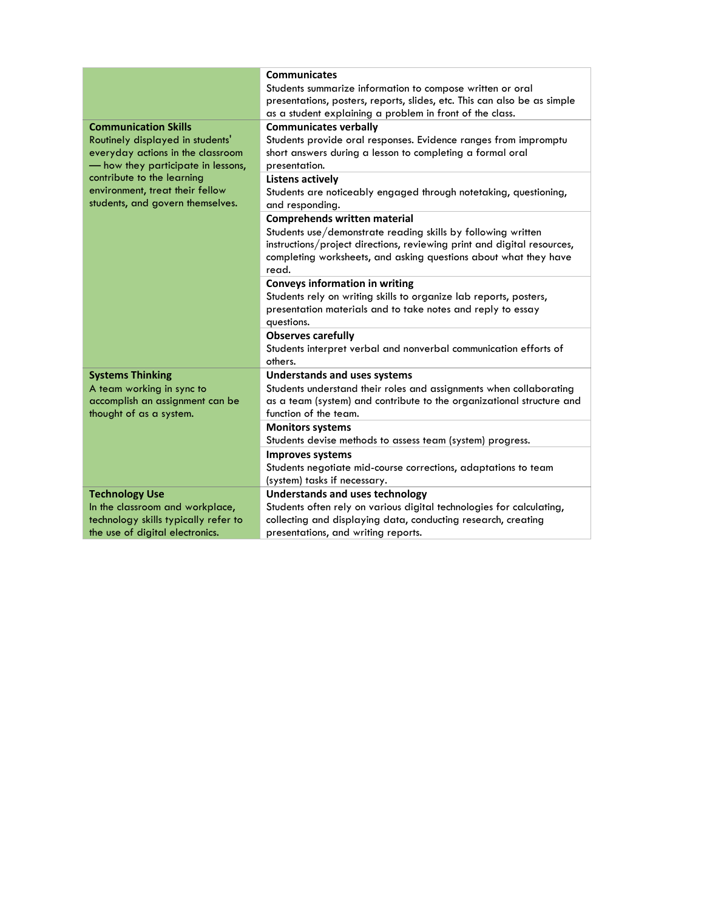| | |
|---|---|
| | **Communicates**<br>Students summarize information to compose written or oral presentations, posters, reports, slides, etc. This can also be as simple as a student explaining a problem in front of the class. |
| **Communication Skills**<br>Routinely displayed in students' everyday actions in the classroom — how they participate in lessons, contribute to the learning environment, treat their fellow students, and govern themselves. | **Communicates verbally**<br>Students provide oral responses. Evidence ranges from impromptu short answers during a lesson to completing a formal oral presentation. |
| | **Listens actively**<br>Students are noticeably engaged through notetaking, questioning, and responding. |
| | **Comprehends written material**<br>Students use/demonstrate reading skills by following written instructions/project directions, reviewing print and digital resources, completing worksheets, and asking questions about what they have read. |
| | **Conveys information in writing**<br>Students rely on writing skills to organize lab reports, posters, presentation materials and to take notes and reply to essay questions. |
| | **Observes carefully**<br>Students interpret verbal and nonverbal communication efforts of others. |
| **Systems Thinking**<br>A team working in sync to accomplish an assignment can be thought of as a system. | **Understands and uses systems**<br>Students understand their roles and assignments when collaborating as a team (system) and contribute to the organizational structure and function of the team. |
| | **Monitors systems**<br>Students devise methods to assess team (system) progress. |
| | **Improves systems**<br>Students negotiate mid-course corrections, adaptations to team (system) tasks if necessary. |
| **Technology Use**<br>In the classroom and workplace, technology skills typically refer to the use of digital electronics. | **Understands and uses technology**<br>Students often rely on various digital technologies for calculating, collecting and displaying data, conducting research, creating presentations, and writing reports. |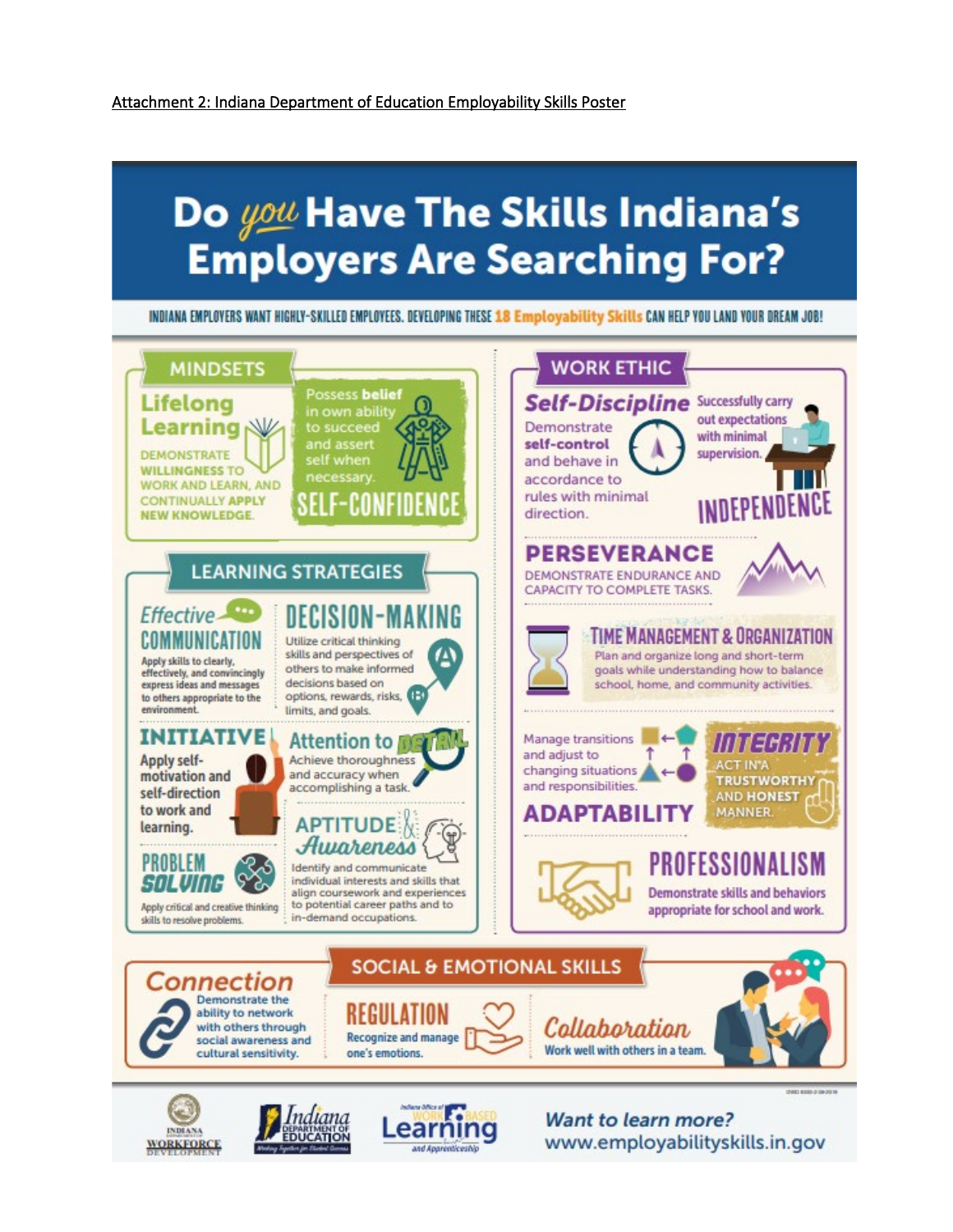Attachment 2: Indiana Department of Education Employability Skills Poster

# Do *you* Have The Skills Indiana's Employers Are Searching For?

INDIANA EMPLOYERS WANT HIGHLY-SKILLED EMPLOYEES. DEVELOPING THESE 18 Employability Skills CAN HELP YOU LAND YOUR DREAM JOB!

## MINDSETS

**Lifelong Learning**
DEMONSTRATE WILLINGNESS TO WORK AND LEARN, AND CONTINUALLY APPLY NEW KNOWLEDGE.

**SELF-CONFIDENCE**
Possess belief in own ability to succeed and assert self when necessary.

## LEARNING STRATEGIES

**Effective COMMUNICATION**
Apply skills to clearly, effectively, and convincingly express ideas and messages to others appropriate to the environment.

**DECISION-MAKING**
Utilize critical thinking skills and perspectives of others to make informed decisions based on options, rewards, risks, limits, and goals.

**INITIATIVE**
Apply self-motivation and self-direction to work and learning.

**Attention to DETAIL**
Achieve thoroughness and accuracy when accomplishing a task.

**PROBLEM SOLVING**
Apply critical and creative thinking skills to resolve problems.

**APTITUDE & Awareness**
Identify and communicate individual interests and skills that align coursework and experiences to potential career paths and to in-demand occupations.

## WORK ETHIC

**Self-Discipline**
Demonstrate self-control and behave in accordance to rules with minimal direction.

**INDEPENDENCE**
Successfully carry out expectations with minimal supervision.

**PERSEVERANCE**
DEMONSTRATE ENDURANCE AND CAPACITY TO COMPLETE TASKS.

**TIME MANAGEMENT & ORGANIZATION**
Plan and organize long and short-term goals while understanding how to balance school, home, and community activities.

**ADAPTABILITY**
Manage transitions and adjust to changing situations and responsibilities.

**INTEGRITY**
ACT IN A TRUSTWORTHY AND HONEST MANNER.

**PROFESSIONALISM**
Demonstrate skills and behaviors appropriate for school and work.

## SOCIAL & EMOTIONAL SKILLS

**Connection**
Demonstrate the ability to network with others through social awareness and cultural sensitivity.

**REGULATION**
Recognize and manage one's emotions.

**Collaboration**
Work well with others in a team.

INDIANA DEPARTMENT OF WORKFORCE DEVELOPMENT | Indiana DEPARTMENT OF EDUCATION — Working Together for Student Success | Indiana Office of WORK BASED Learning and Apprenticeship

Want to learn more? www.employabilityskills.in.gov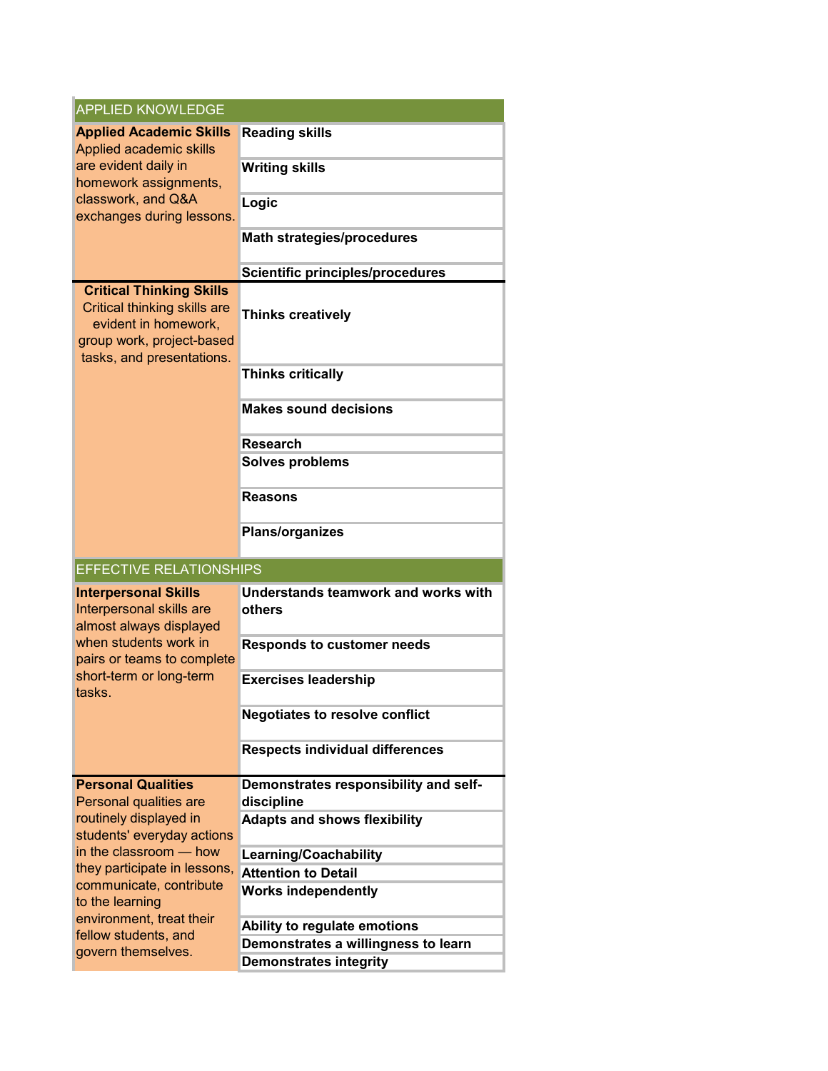| APPLIED KNOWLEDGE | |
|---|---|
| **Applied Academic Skills** Applied academic skills are evident daily in homework assignments, classwork, and Q&A exchanges during lessons. | **Reading skills** |
| | **Writing skills** |
| | **Logic** |
| | **Math strategies/procedures** |
| | **Scientific principles/procedures** |
| **Critical Thinking Skills** Critical thinking skills are evident in homework, group work, project-based tasks, and presentations. | **Thinks creatively** |
| | **Thinks critically** |
| | **Makes sound decisions** |
| | **Research** |
| | **Solves problems** |
| | **Reasons** |
| | **Plans/organizes** |

| EFFECTIVE RELATIONSHIPS | |
|---|---|
| **Interpersonal Skills** Interpersonal skills are almost always displayed when students work in pairs or teams to complete short-term or long-term tasks. | **Understands teamwork and works with others** |
| | **Responds to customer needs** |
| | **Exercises leadership** |
| | **Negotiates to resolve conflict** |
| | **Respects individual differences** |
| **Personal Qualities** Personal qualities are routinely displayed in students' everyday actions in the classroom — how they participate in lessons, communicate, contribute to the learning environment, treat their fellow students, and govern themselves. | **Demonstrates responsibility and self-discipline** |
| | **Adapts and shows flexibility** |
| | **Learning/Coachability** |
| | **Attention to Detail** |
| | **Works independently** |
| | **Ability to regulate emotions** |
| | **Demonstrates a willingness to learn** |
| | **Demonstrates integrity** |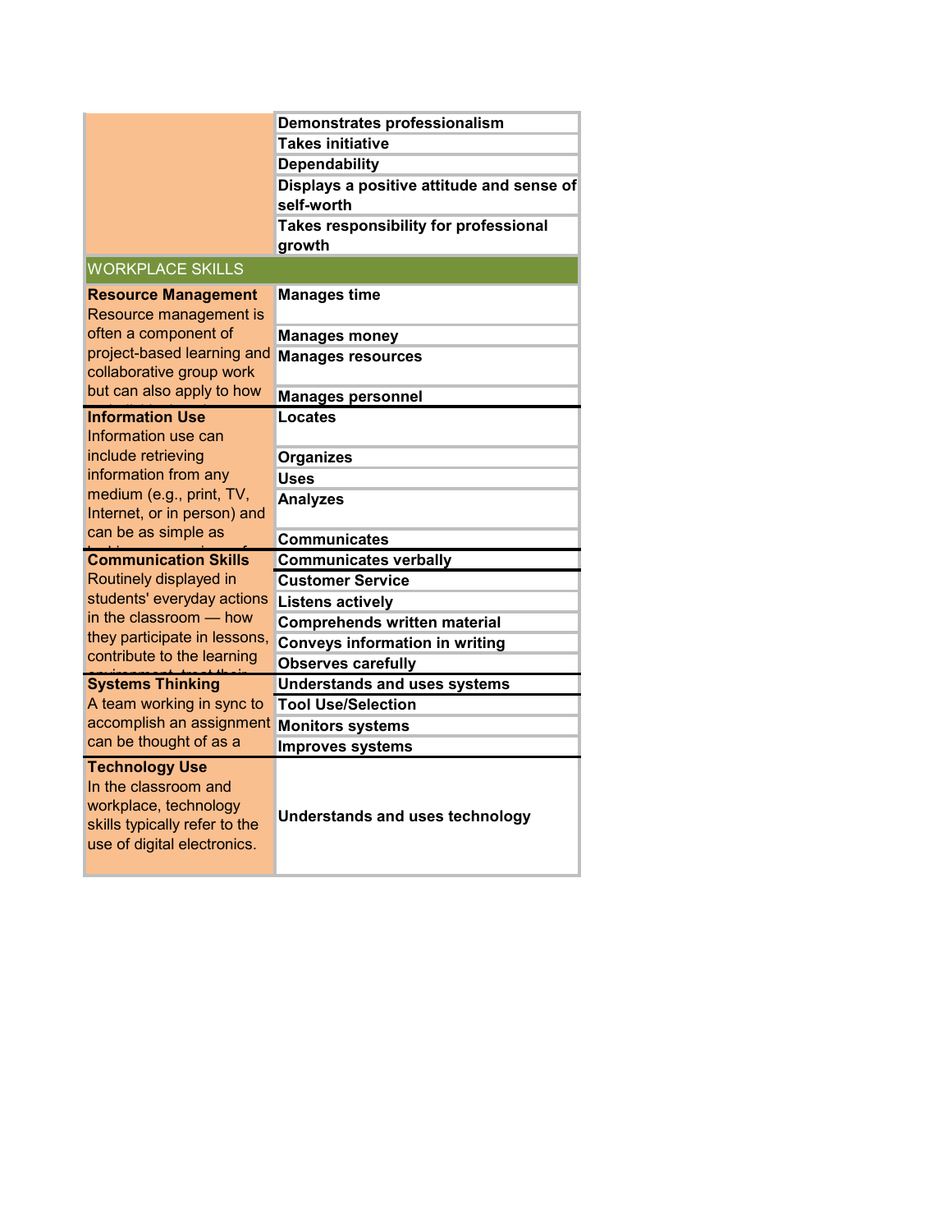| | |
|---|---|
| | **Demonstrates professionalism** |
| | **Takes initiative** |
| | **Dependability** |
| | **Displays a positive attitude and sense of self-worth** |
| | **Takes responsibility for professional growth** |
| WORKPLACE SKILLS | |
| **Resource Management** Resource management is often a component of project-based learning and collaborative group work but can also apply to how | **Manages time** |
| | **Manages money** |
| | **Manages resources** |
| | **Manages personnel** |
| **Information Use** Information use can include retrieving information from any medium (e.g., print, TV, Internet, or in person) and can be as simple as | **Locates** |
| | **Organizes** |
| | **Uses** |
| | **Analyzes** |
| | **Communicates** |
| **Communication Skills** Routinely displayed in students' everyday actions in the classroom — how they participate in lessons, contribute to the learning | **Communicates verbally** |
| | **Customer Service** |
| | **Listens actively** |
| | **Comprehends written material** |
| | **Conveys information in writing** |
| | **Observes carefully** |
| **Systems Thinking** A team working in sync to accomplish an assignment can be thought of as a | **Understands and uses systems** |
| | **Tool Use/Selection** |
| | **Monitors systems** |
| | **Improves systems** |
| **Technology Use** In the classroom and workplace, technology skills typically refer to the use of digital electronics. | **Understands and uses technology** |